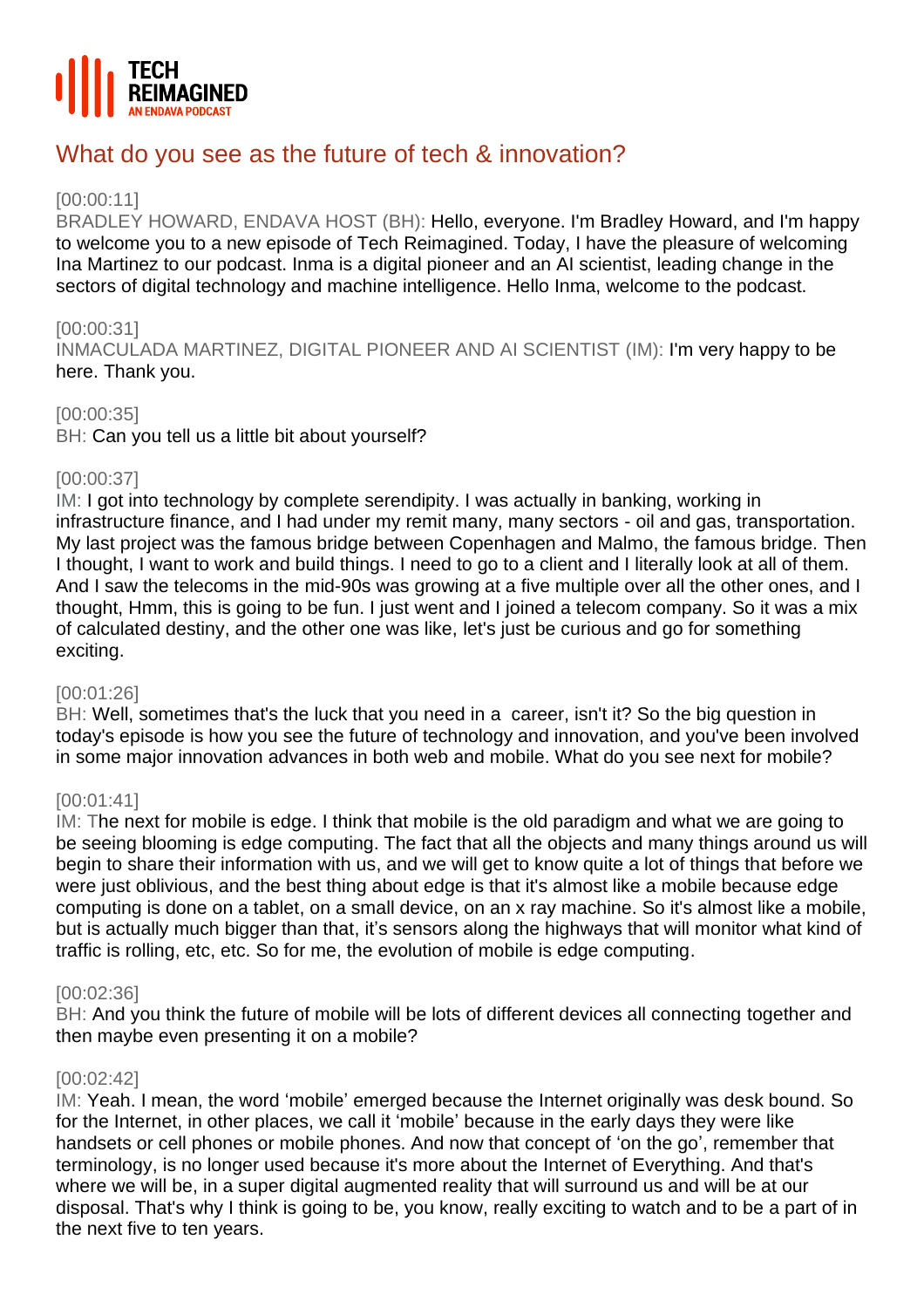TECH REIMAGINED
AN ENDAVA PODCAST

# What do you see as the future of tech & innovation?

[00:00:11]
BRADLEY HOWARD, ENDAVA HOST (BH): Hello, everyone. I'm Bradley Howard, and I'm happy to welcome you to a new episode of Tech Reimagined. Today, I have the pleasure of welcoming Ina Martinez to our podcast. Inma is a digital pioneer and an AI scientist, leading change in the sectors of digital technology and machine intelligence. Hello Inma, welcome to the podcast.

[00:00:31]
INMACULADA MARTINEZ, DIGITAL PIONEER AND AI SCIENTIST (IM): I'm very happy to be here. Thank you.

[00:00:35]
BH: Can you tell us a little bit about yourself?

[00:00:37]
IM: I got into technology by complete serendipity. I was actually in banking, working in infrastructure finance, and I had under my remit many, many sectors - oil and gas, transportation. My last project was the famous bridge between Copenhagen and Malmo, the famous bridge. Then I thought, I want to work and build things. I need to go to a client and I literally look at all of them. And I saw the telecoms in the mid-90s was growing at a five multiple over all the other ones, and I thought, Hmm, this is going to be fun. I just went and I joined a telecom company. So it was a mix of calculated destiny, and the other one was like, let's just be curious and go for something exciting.

[00:01:26]
BH: Well, sometimes that's the luck that you need in a career, isn't it? So the big question in today's episode is how you see the future of technology and innovation, and you've been involved in some major innovation advances in both web and mobile. What do you see next for mobile?

[00:01:41]
IM: The next for mobile is edge. I think that mobile is the old paradigm and what we are going to be seeing blooming is edge computing. The fact that all the objects and many things around us will begin to share their information with us, and we will get to know quite a lot of things that before we were just oblivious, and the best thing about edge is that it's almost like a mobile because edge computing is done on a tablet, on a small device, on an x ray machine. So it's almost like a mobile, but is actually much bigger than that, it's sensors along the highways that will monitor what kind of traffic is rolling, etc, etc. So for me, the evolution of mobile is edge computing.

[00:02:36]
BH: And you think the future of mobile will be lots of different devices all connecting together and then maybe even presenting it on a mobile?

[00:02:42]
IM: Yeah. I mean, the word 'mobile' emerged because the Internet originally was desk bound. So for the Internet, in other places, we call it 'mobile' because in the early days they were like handsets or cell phones or mobile phones. And now that concept of 'on the go', remember that terminology, is no longer used because it's more about the Internet of Everything. And that's where we will be, in a super digital augmented reality that will surround us and will be at our disposal. That's why I think is going to be, you know, really exciting to watch and to be a part of in the next five to ten years.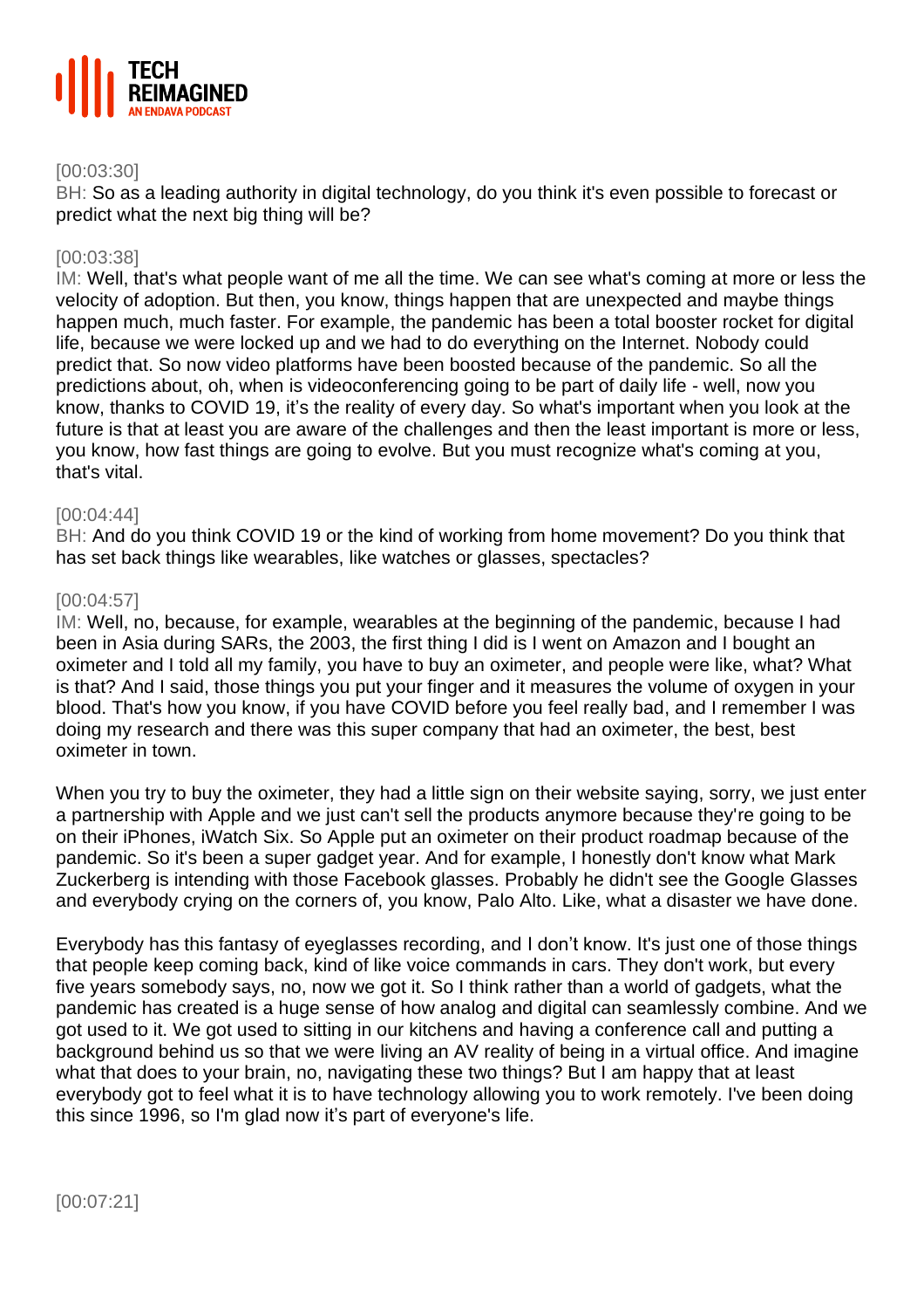[00:03:30]

BH: So as a leading authority in digital technology, do you think it's even possible to forecast or predict what the next big thing will be?

[00:03:38]

IM: Well, that's what people want of me all the time. We can see what's coming at more or less the velocity of adoption. But then, you know, things happen that are unexpected and maybe things happen much, much faster. For example, the pandemic has been a total booster rocket for digital life, because we were locked up and we had to do everything on the Internet. Nobody could predict that. So now video platforms have been boosted because of the pandemic. So all the predictions about, oh, when is videoconferencing going to be part of daily life - well, now you know, thanks to COVID 19, it's the reality of every day. So what's important when you look at the future is that at least you are aware of the challenges and then the least important is more or less, you know, how fast things are going to evolve. But you must recognize what's coming at you, that's vital.

[00:04:44]

BH: And do you think COVID 19 or the kind of working from home movement? Do you think that has set back things like wearables, like watches or glasses, spectacles?

[00:04:57]

IM: Well, no, because, for example, wearables at the beginning of the pandemic, because I had been in Asia during SARs, the 2003, the first thing I did is I went on Amazon and I bought an oximeter and I told all my family, you have to buy an oximeter, and people were like, what? What is that? And I said, those things you put your finger and it measures the volume of oxygen in your blood. That's how you know, if you have COVID before you feel really bad, and I remember I was doing my research and there was this super company that had an oximeter, the best, best oximeter in town.

When you try to buy the oximeter, they had a little sign on their website saying, sorry, we just enter a partnership with Apple and we just can't sell the products anymore because they're going to be on their iPhones, iWatch Six. So Apple put an oximeter on their product roadmap because of the pandemic. So it's been a super gadget year. And for example, I honestly don't know what Mark Zuckerberg is intending with those Facebook glasses. Probably he didn't see the Google Glasses and everybody crying on the corners of, you know, Palo Alto. Like, what a disaster we have done.

Everybody has this fantasy of eyeglasses recording, and I don't know. It's just one of those things that people keep coming back, kind of like voice commands in cars. They don't work, but every five years somebody says, no, now we got it. So I think rather than a world of gadgets, what the pandemic has created is a huge sense of how analog and digital can seamlessly combine. And we got used to it. We got used to sitting in our kitchens and having a conference call and putting a background behind us so that we were living an AV reality of being in a virtual office. And imagine what that does to your brain, no, navigating these two things? But I am happy that at least everybody got to feel what it is to have technology allowing you to work remotely. I've been doing this since 1996, so I'm glad now it's part of everyone's life.

[00:07:21]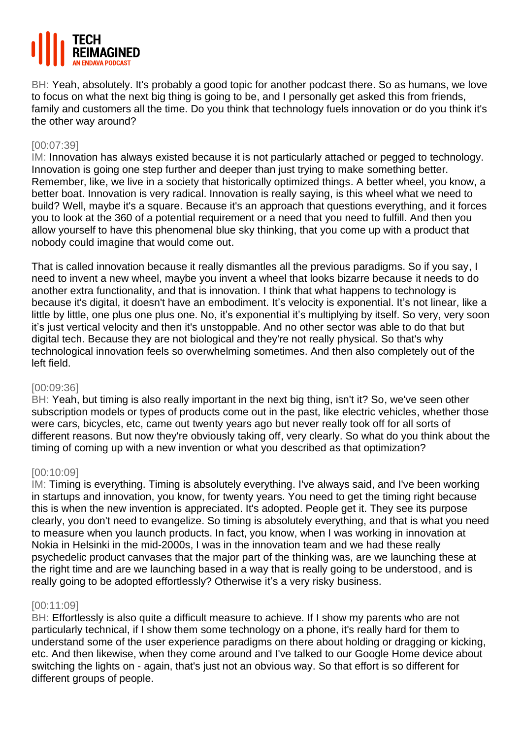BH: Yeah, absolutely. It's probably a good topic for another podcast there. So as humans, we love to focus on what the next big thing is going to be, and I personally get asked this from friends, family and customers all the time. Do you think that technology fuels innovation or do you think it's the other way around?

[00:07:39]
IM: Innovation has always existed because it is not particularly attached or pegged to technology. Innovation is going one step further and deeper than just trying to make something better. Remember, like, we live in a society that historically optimized things. A better wheel, you know, a better boat. Innovation is very radical. Innovation is really saying, is this wheel what we need to build? Well, maybe it's a square. Because it's an approach that questions everything, and it forces you to look at the 360 of a potential requirement or a need that you need to fulfill. And then you allow yourself to have this phenomenal blue sky thinking, that you come up with a product that nobody could imagine that would come out.

That is called innovation because it really dismantles all the previous paradigms. So if you say, I need to invent a new wheel, maybe you invent a wheel that looks bizarre because it needs to do another extra functionality, and that is innovation. I think that what happens to technology is because it's digital, it doesn't have an embodiment. It's velocity is exponential. It's not linear, like a little by little, one plus one plus one. No, it's exponential it's multiplying by itself. So very, very soon it's just vertical velocity and then it's unstoppable. And no other sector was able to do that but digital tech. Because they are not biological and they're not really physical. So that's why technological innovation feels so overwhelming sometimes. And then also completely out of the left field.

[00:09:36]
BH: Yeah, but timing is also really important in the next big thing, isn't it? So, we've seen other subscription models or types of products come out in the past, like electric vehicles, whether those were cars, bicycles, etc, came out twenty years ago but never really took off for all sorts of different reasons. But now they're obviously taking off, very clearly. So what do you think about the timing of coming up with a new invention or what you described as that optimization?

[00:10:09]
IM: Timing is everything. Timing is absolutely everything. I've always said, and I've been working in startups and innovation, you know, for twenty years. You need to get the timing right because this is when the new invention is appreciated. It's adopted. People get it. They see its purpose clearly, you don't need to evangelize. So timing is absolutely everything, and that is what you need to measure when you launch products. In fact, you know, when I was working in innovation at Nokia in Helsinki in the mid-2000s, I was in the innovation team and we had these really psychedelic product canvases that the major part of the thinking was, are we launching these at the right time and are we launching based in a way that is really going to be understood, and is really going to be adopted effortlessly? Otherwise it's a very risky business.

[00:11:09]
BH: Effortlessly is also quite a difficult measure to achieve. If I show my parents who are not particularly technical, if I show them some technology on a phone, it's really hard for them to understand some of the user experience paradigms on there about holding or dragging or kicking, etc. And then likewise, when they come around and I've talked to our Google Home device about switching the lights on - again, that's just not an obvious way. So that effort is so different for different groups of people.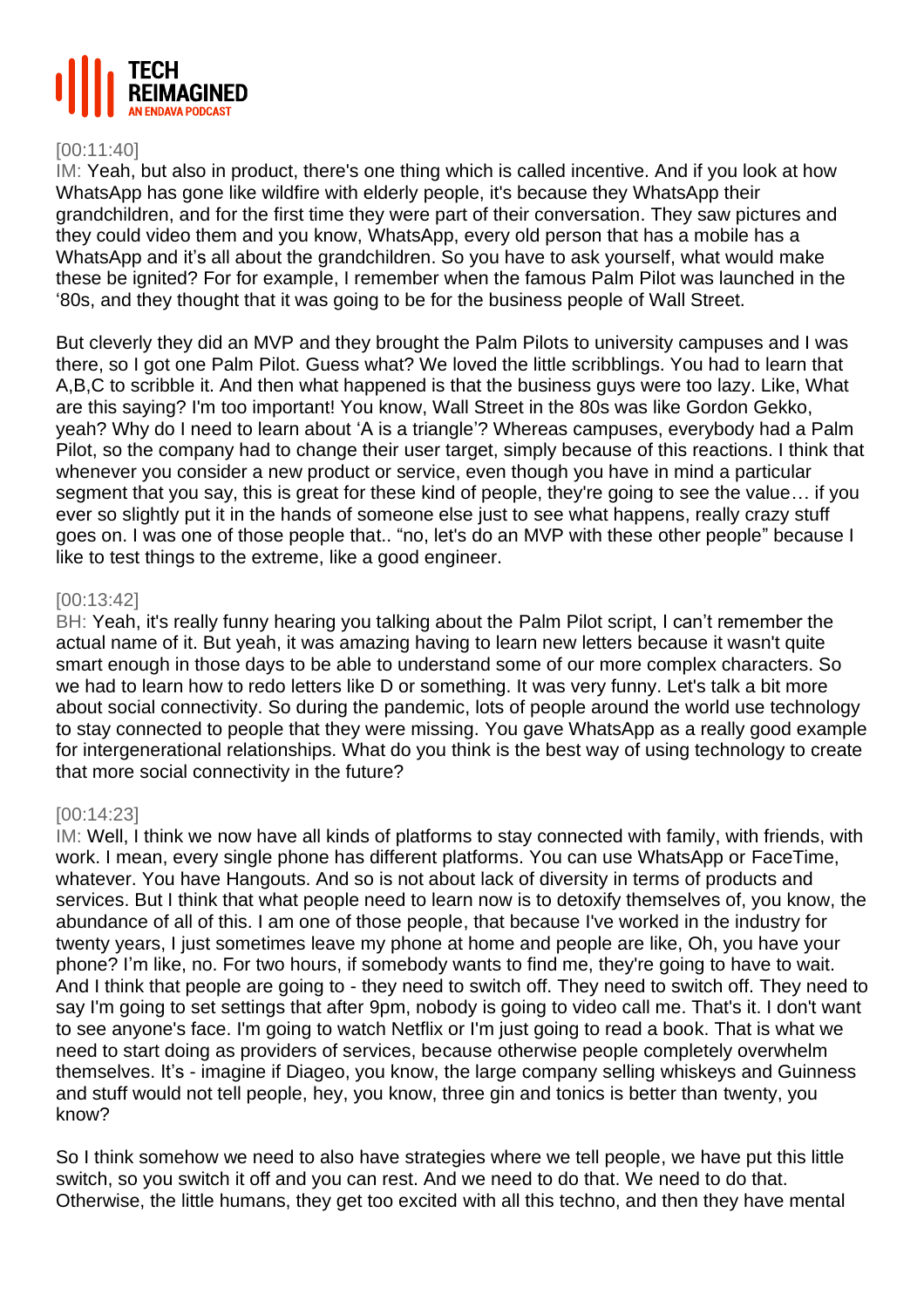[00:11:40]

IM: Yeah, but also in product, there's one thing which is called incentive. And if you look at how WhatsApp has gone like wildfire with elderly people, it's because they WhatsApp their grandchildren, and for the first time they were part of their conversation. They saw pictures and they could video them and you know, WhatsApp, every old person that has a mobile has a WhatsApp and it's all about the grandchildren. So you have to ask yourself, what would make these be ignited? For for example, I remember when the famous Palm Pilot was launched in the '80s, and they thought that it was going to be for the business people of Wall Street.

But cleverly they did an MVP and they brought the Palm Pilots to university campuses and I was there, so I got one Palm Pilot. Guess what? We loved the little scribblings. You had to learn that A,B,C to scribble it. And then what happened is that the business guys were too lazy. Like, What are this saying? I'm too important! You know, Wall Street in the 80s was like Gordon Gekko, yeah? Why do I need to learn about 'A is a triangle'? Whereas campuses, everybody had a Palm Pilot, so the company had to change their user target, simply because of this reactions. I think that whenever you consider a new product or service, even though you have in mind a particular segment that you say, this is great for these kind of people, they're going to see the value… if you ever so slightly put it in the hands of someone else just to see what happens, really crazy stuff goes on. I was one of those people that.. "no, let's do an MVP with these other people" because I like to test things to the extreme, like a good engineer.

[00:13:42]

BH: Yeah, it's really funny hearing you talking about the Palm Pilot script, I can't remember the actual name of it. But yeah, it was amazing having to learn new letters because it wasn't quite smart enough in those days to be able to understand some of our more complex characters. So we had to learn how to redo letters like D or something. It was very funny. Let's talk a bit more about social connectivity. So during the pandemic, lots of people around the world use technology to stay connected to people that they were missing. You gave WhatsApp as a really good example for intergenerational relationships. What do you think is the best way of using technology to create that more social connectivity in the future?

[00:14:23]

IM: Well, I think we now have all kinds of platforms to stay connected with family, with friends, with work. I mean, every single phone has different platforms. You can use WhatsApp or FaceTime, whatever. You have Hangouts. And so is not about lack of diversity in terms of products and services. But I think that what people need to learn now is to detoxify themselves of, you know, the abundance of all of this. I am one of those people, that because I've worked in the industry for twenty years, I just sometimes leave my phone at home and people are like, Oh, you have your phone? I'm like, no. For two hours, if somebody wants to find me, they're going to have to wait. And I think that people are going to - they need to switch off. They need to switch off. They need to say I'm going to set settings that after 9pm, nobody is going to video call me. That's it. I don't want to see anyone's face. I'm going to watch Netflix or I'm just going to read a book. That is what we need to start doing as providers of services, because otherwise people completely overwhelm themselves. It's - imagine if Diageo, you know, the large company selling whiskeys and Guinness and stuff would not tell people, hey, you know, three gin and tonics is better than twenty, you know?

So I think somehow we need to also have strategies where we tell people, we have put this little switch, so you switch it off and you can rest. And we need to do that. We need to do that. Otherwise, the little humans, they get too excited with all this techno, and then they have mental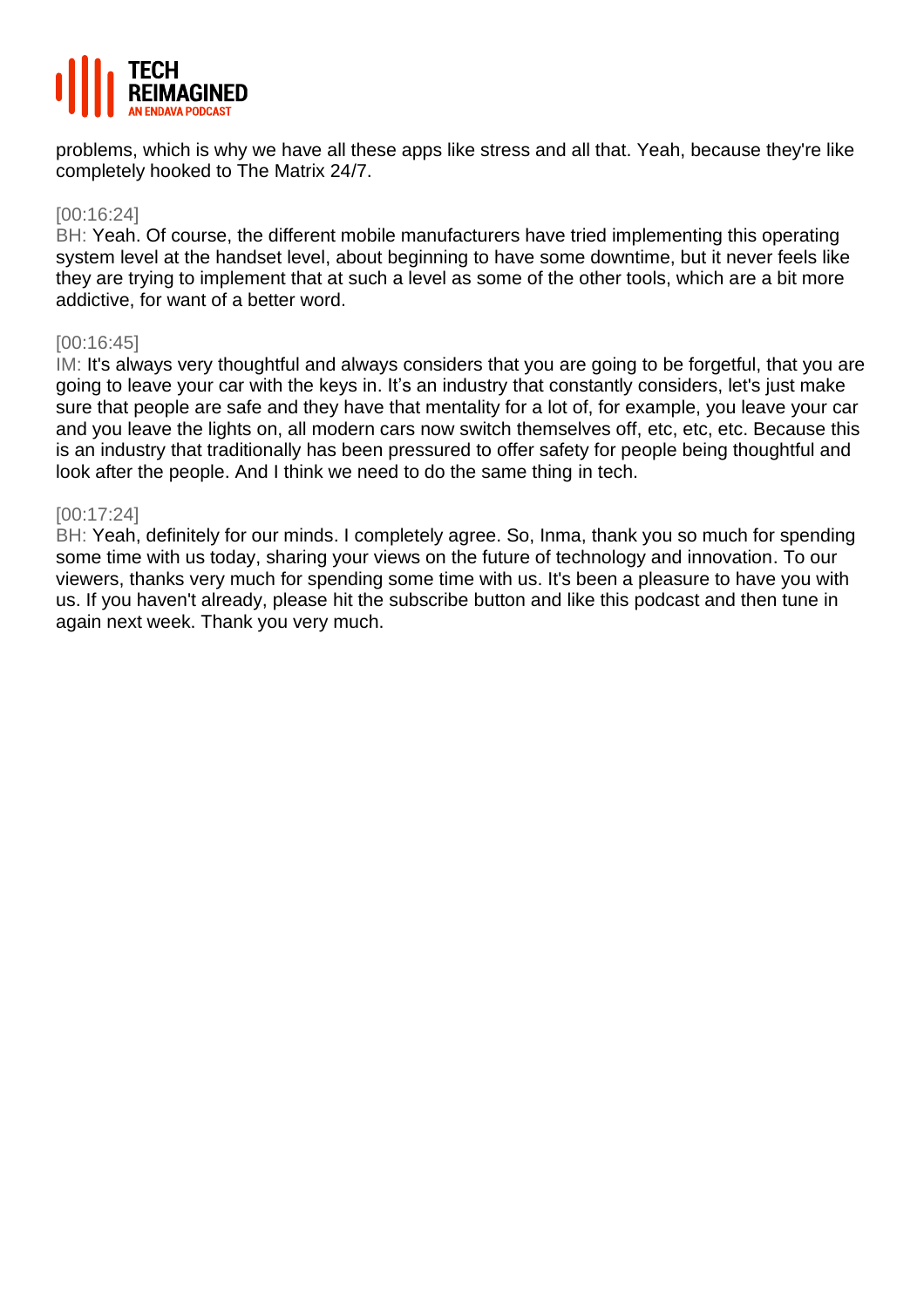problems, which is why we have all these apps like stress and all that. Yeah, because they're like completely hooked to The Matrix 24/7.

[00:16:24]
BH: Yeah. Of course, the different mobile manufacturers have tried implementing this operating system level at the handset level, about beginning to have some downtime, but it never feels like they are trying to implement that at such a level as some of the other tools, which are a bit more addictive, for want of a better word.

[00:16:45]
IM: It's always very thoughtful and always considers that you are going to be forgetful, that you are going to leave your car with the keys in. It's an industry that constantly considers, let's just make sure that people are safe and they have that mentality for a lot of, for example, you leave your car and you leave the lights on, all modern cars now switch themselves off, etc, etc, etc. Because this is an industry that traditionally has been pressured to offer safety for people being thoughtful and look after the people. And I think we need to do the same thing in tech.

[00:17:24]
BH: Yeah, definitely for our minds. I completely agree. So, Inma, thank you so much for spending some time with us today, sharing your views on the future of technology and innovation. To our viewers, thanks very much for spending some time with us. It's been a pleasure to have you with us. If you haven't already, please hit the subscribe button and like this podcast and then tune in again next week. Thank you very much.